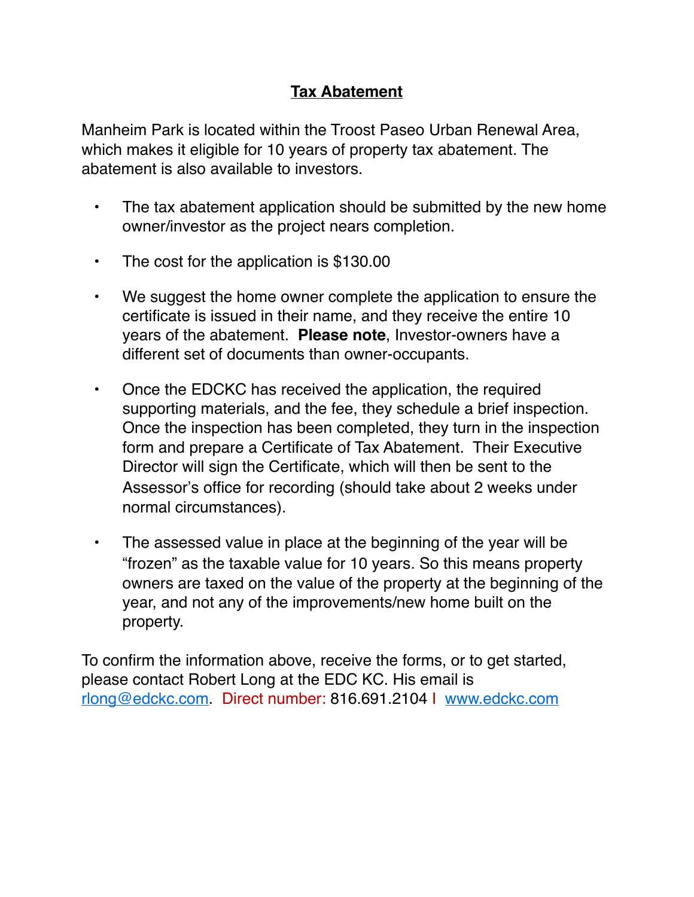# **Tax Abatement**

Manheim Park is located within the Troost Paseo Urban Renewal Area, which makes it eligible for 10 years of property tax abatement. The abatement is also available to investors.

- The tax abatement application should be submitted by the new home owner/investor as the project nears completion.
- The cost for the application is $130.00
- We suggest the home owner complete the application to ensure the certificate is issued in their name, and they receive the entire 10 years of the abatement. **Please note**, Investor-owners have a different set of documents than owner-occupants.
- Once the EDCKC has received the application, the required supporting materials, and the fee, they schedule a brief inspection. Once the inspection has been completed, they turn in the inspection form and prepare a Certificate of Tax Abatement. Their Executive Director will sign the Certificate, which will then be sent to the Assessor's office for recording (should take about 2 weeks under normal circumstances).
- The assessed value in place at the beginning of the year will be "frozen" as the taxable value for 10 years. So this means property owners are taxed on the value of the property at the beginning of the year, and not any of the improvements/new home built on the property.

To confirm the information above, receive the forms, or to get started, please contact Robert Long at the EDC KC. His email is rlong@edckc.com. Direct number: 816.691.2104 I www.edckc.com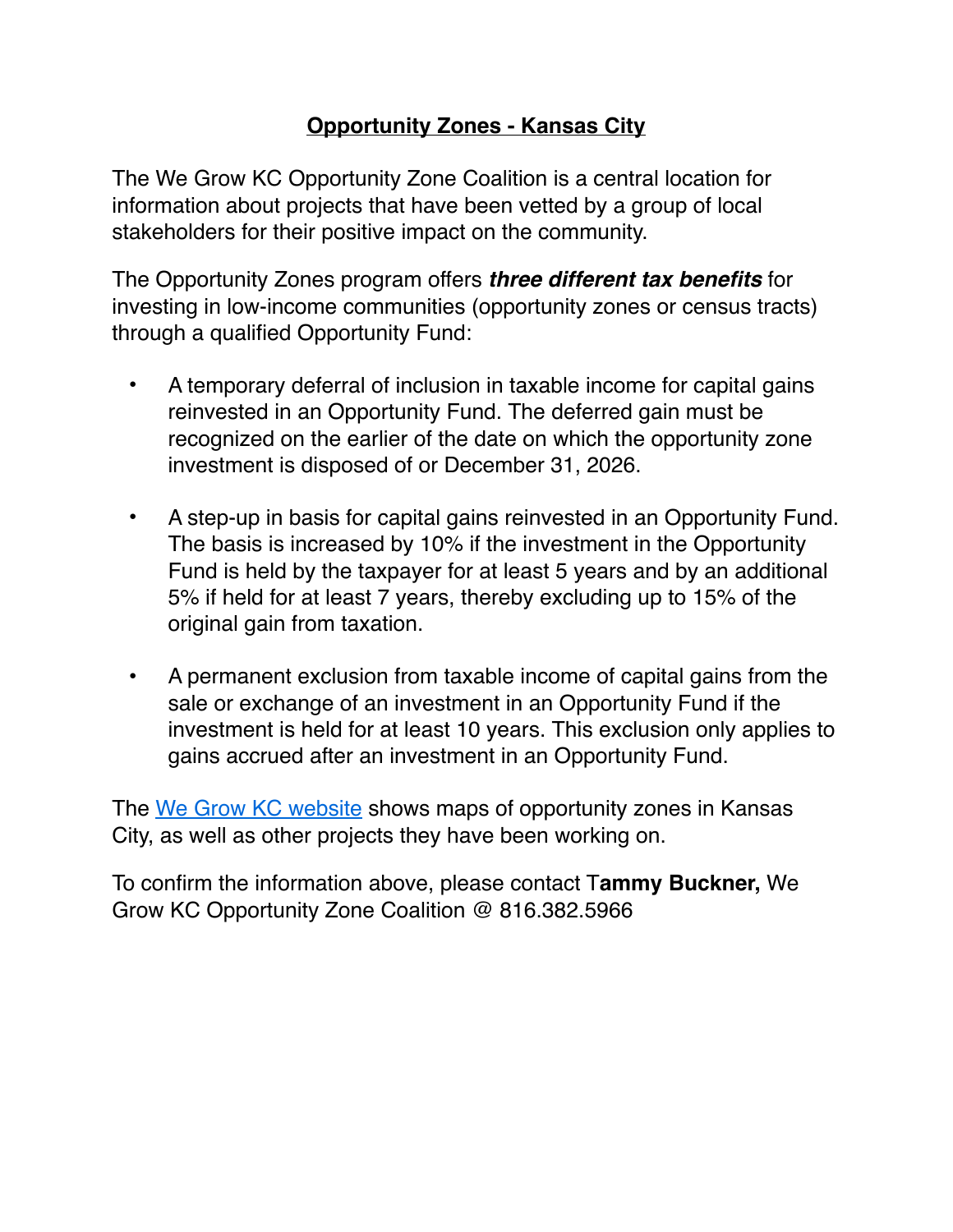# **Opportunity Zones - Kansas City**

The We Grow KC Opportunity Zone Coalition is a central location for information about projects that have been vetted by a group of local stakeholders for their positive impact on the community.

The Opportunity Zones program offers ***three different tax benefits*** for investing in low-income communities (opportunity zones or census tracts) through a qualified Opportunity Fund:

- A temporary deferral of inclusion in taxable income for capital gains reinvested in an Opportunity Fund. The deferred gain must be recognized on the earlier of the date on which the opportunity zone investment is disposed of or December 31, 2026.

- A step-up in basis for capital gains reinvested in an Opportunity Fund. The basis is increased by 10% if the investment in the Opportunity Fund is held by the taxpayer for at least 5 years and by an additional 5% if held for at least 7 years, thereby excluding up to 15% of the original gain from taxation.

- A permanent exclusion from taxable income of capital gains from the sale or exchange of an investment in an Opportunity Fund if the investment is held for at least 10 years. This exclusion only applies to gains accrued after an investment in an Opportunity Fund.

The We Grow KC website shows maps of opportunity zones in Kansas City, as well as other projects they have been working on.

To confirm the information above, please contact T**ammy Buckner,** We Grow KC Opportunity Zone Coalition @ 816.382.5966